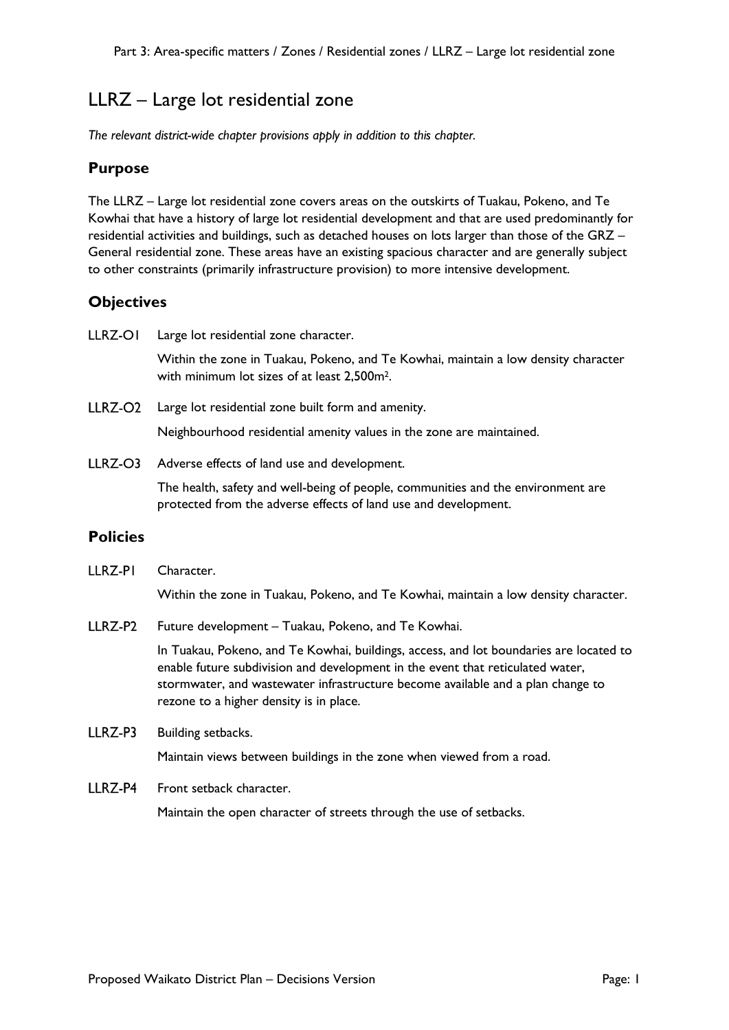# LLRZ – Large lot residential zone

*The relevant district-wide chapter provisions apply in addition to this chapter.*

## Purpose

The LLRZ – Large lot residential zone covers areas on the outskirts of Tuakau, Pokeno, and Te Kowhai that have a history of large lot residential development and that are used predominantly for residential activities and buildings, such as detached houses on lots larger than those of the GRZ – General residential zone. These areas have an existing spacious character and are generally subject to other constraints (primarily infrastructure provision) to more intensive development.

## Objectives

LLRZ-O1 Large lot residential zone character.

Within the zone in Tuakau, Pokeno, and Te Kowhai, maintain a low density character with minimum lot sizes of at least 2,500m$^2$.

LLRZ-O2 Large lot residential zone built form and amenity.

Neighbourhood residential amenity values in the zone are maintained.

LLRZ-O3 Adverse effects of land use and development.

The health, safety and well-being of people, communities and the environment are protected from the adverse effects of land use and development.

## Policies

LLRZ-P1 Character.

Within the zone in Tuakau, Pokeno, and Te Kowhai, maintain a low density character.

LLRZ-P2 Future development – Tuakau, Pokeno, and Te Kowhai.

In Tuakau, Pokeno, and Te Kowhai, buildings, access, and lot boundaries are located to enable future subdivision and development in the event that reticulated water, stormwater, and wastewater infrastructure become available and a plan change to rezone to a higher density is in place.

LLRZ-P3 Building setbacks.

Maintain views between buildings in the zone when viewed from a road.

LLRZ-P4 Front setback character.

Maintain the open character of streets through the use of setbacks.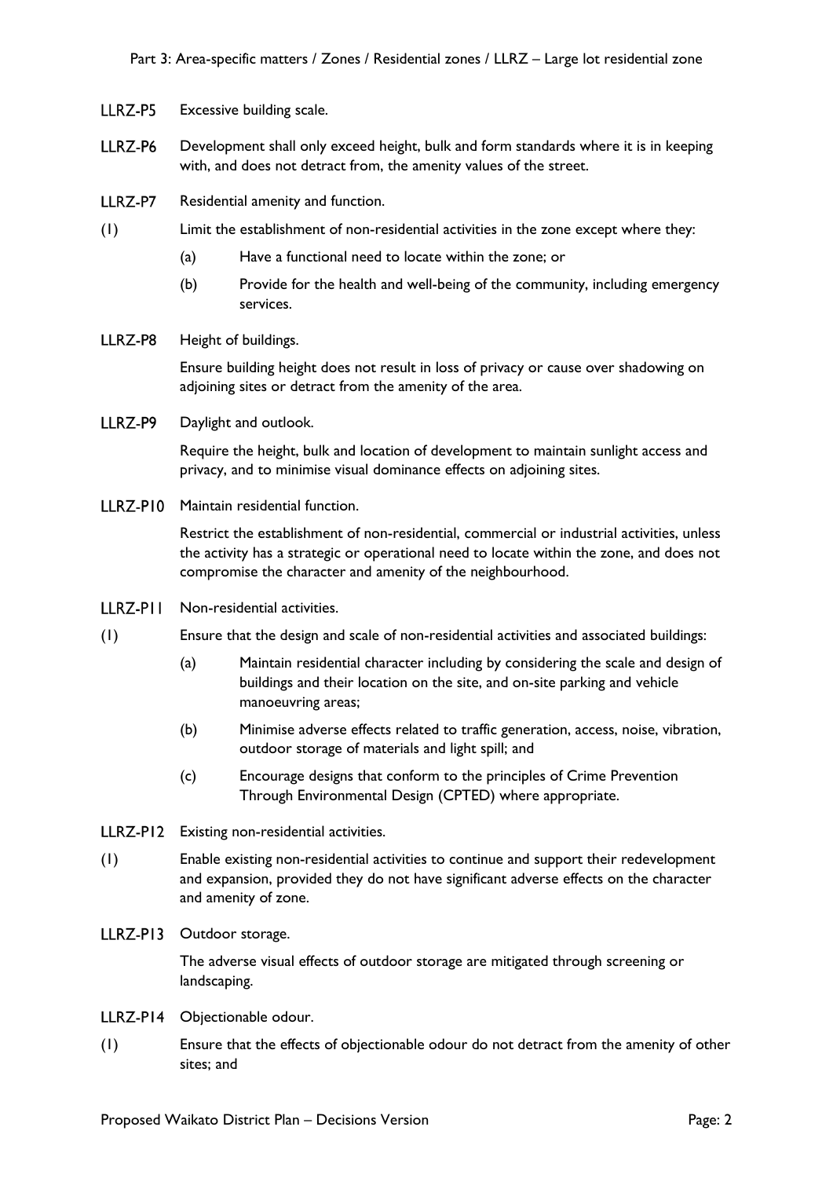**LLRZ-P5** Excessive building scale.

**LLRZ-P6** Development shall only exceed height, bulk and form standards where it is in keeping with, and does not detract from, the amenity values of the street.

**LLRZ-P7** Residential amenity and function.

(1) Limit the establishment of non-residential activities in the zone except where they:

- (a) Have a functional need to locate within the zone; or
- (b) Provide for the health and well-being of the community, including emergency services.

**LLRZ-P8** Height of buildings.

Ensure building height does not result in loss of privacy or cause over shadowing on adjoining sites or detract from the amenity of the area.

**LLRZ-P9** Daylight and outlook.

Require the height, bulk and location of development to maintain sunlight access and privacy, and to minimise visual dominance effects on adjoining sites.

**LLRZ-P10** Maintain residential function.

Restrict the establishment of non-residential, commercial or industrial activities, unless the activity has a strategic or operational need to locate within the zone, and does not compromise the character and amenity of the neighbourhood.

**LLRZ-P11** Non-residential activities.

(1) Ensure that the design and scale of non-residential activities and associated buildings:

- (a) Maintain residential character including by considering the scale and design of buildings and their location on the site, and on-site parking and vehicle manoeuvring areas;
- (b) Minimise adverse effects related to traffic generation, access, noise, vibration, outdoor storage of materials and light spill; and
- (c) Encourage designs that conform to the principles of Crime Prevention Through Environmental Design (CPTED) where appropriate.

**LLRZ-P12** Existing non-residential activities.

(1) Enable existing non-residential activities to continue and support their redevelopment and expansion, provided they do not have significant adverse effects on the character and amenity of zone.

**LLRZ-P13** Outdoor storage.

The adverse visual effects of outdoor storage are mitigated through screening or landscaping.

**LLRZ-P14** Objectionable odour.

(1) Ensure that the effects of objectionable odour do not detract from the amenity of other sites; and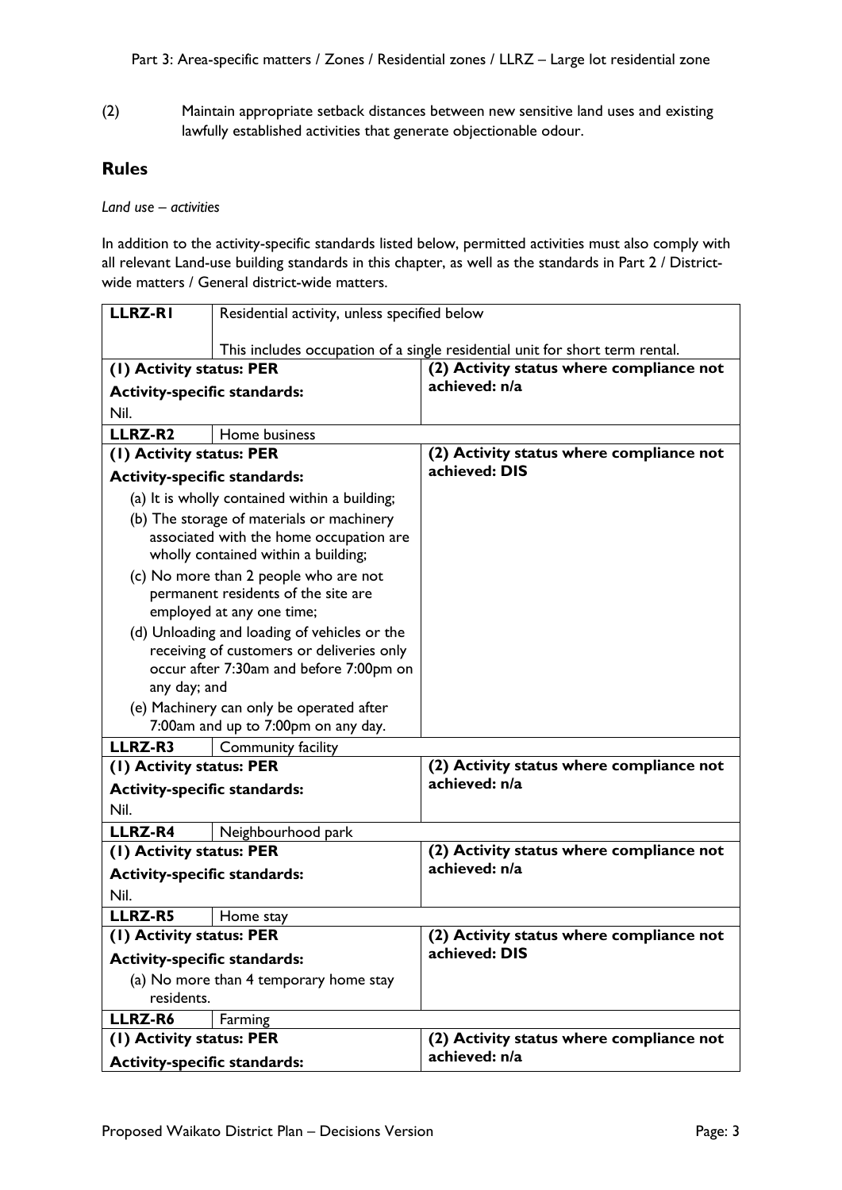(2) Maintain appropriate setback distances between new sensitive land uses and existing lawfully established activities that generate objectionable odour.

## Rules

*Land use – activities*

In addition to the activity-specific standards listed below, permitted activities must also comply with all relevant Land-use building standards in this chapter, as well as the standards in Part 2 / District-wide matters / General district-wide matters.

| | | |
|---|---|---|
| **LLRZ-R1** | Residential activity, unless specified below<br><br>This includes occupation of a single residential unit for short term rental. | |
| **(1) Activity status: PER**<br>**Activity-specific standards:**<br>Nil. | | **(2) Activity status where compliance not achieved: n/a** |
| **LLRZ-R2** | Home business | |
| **(1) Activity status: PER**<br>**Activity-specific standards:**<br>(a) It is wholly contained within a building;<br>(b) The storage of materials or machinery associated with the home occupation are wholly contained within a building;<br>(c) No more than 2 people who are not permanent residents of the site are employed at any one time;<br>(d) Unloading and loading of vehicles or the receiving of customers or deliveries only occur after 7:30am and before 7:00pm on any day; and<br>(e) Machinery can only be operated after 7:00am and up to 7:00pm on any day. | | **(2) Activity status where compliance not achieved: DIS** |
| **LLRZ-R3** | Community facility | |
| **(1) Activity status: PER**<br>**Activity-specific standards:**<br>Nil. | | **(2) Activity status where compliance not achieved: n/a** |
| **LLRZ-R4** | Neighbourhood park | |
| **(1) Activity status: PER**<br>**Activity-specific standards:**<br>Nil. | | **(2) Activity status where compliance not achieved: n/a** |
| **LLRZ-R5** | Home stay | |
| **(1) Activity status: PER**<br>**Activity-specific standards:**<br>(a) No more than 4 temporary home stay residents. | | **(2) Activity status where compliance not achieved: DIS** |
| **LLRZ-R6** | Farming | |
| **(1) Activity status: PER**<br>**Activity-specific standards:** | | **(2) Activity status where compliance not achieved: n/a** |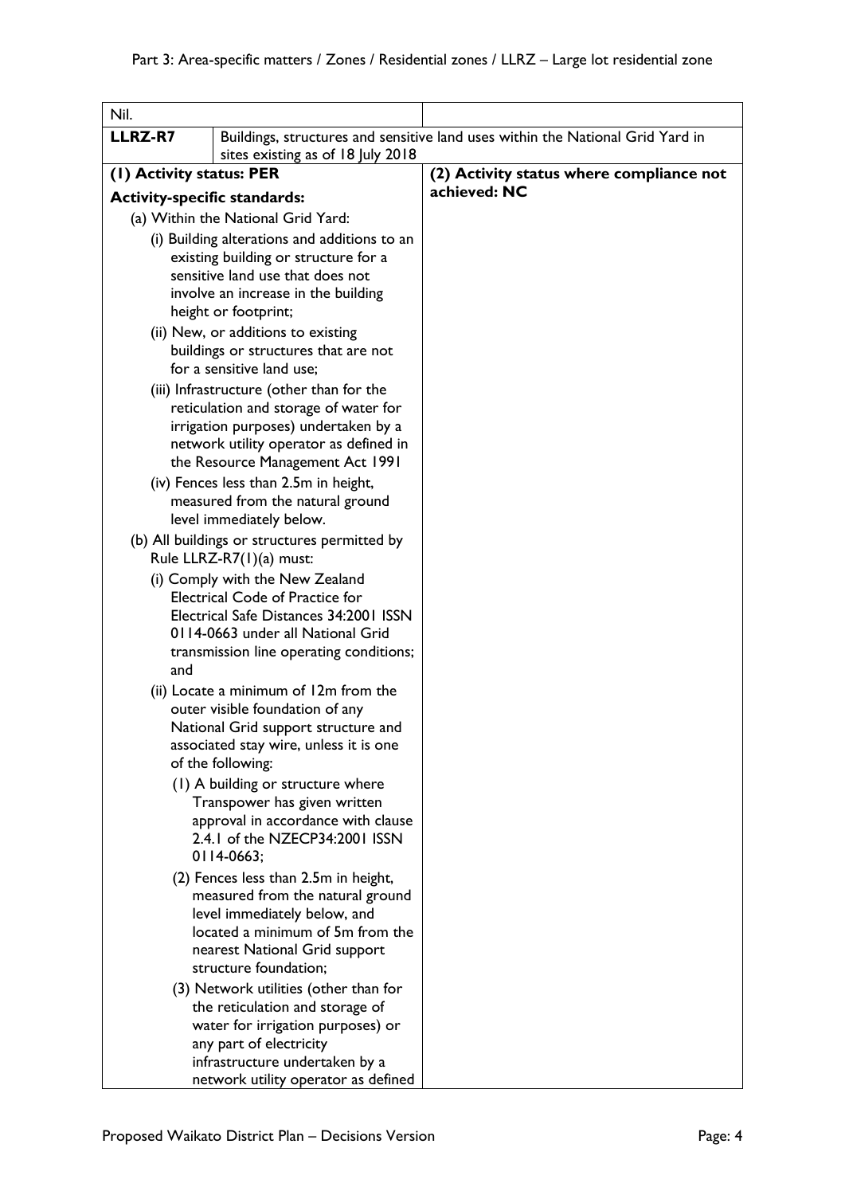| Nil. | | |
|---|---|---|
| **LLRZ-R7** | Buildings, structures and sensitive land uses within the National Grid Yard in sites existing as of 18 July 2018 | |
| **(1) Activity status: PER**<br><br>**Activity-specific standards:**<br><br>(a) Within the National Grid Yard:<br><br>(i) Building alterations and additions to an existing building or structure for a sensitive land use that does not involve an increase in the building height or footprint;<br><br>(ii) New, or additions to existing buildings or structures that are not for a sensitive land use;<br><br>(iii) Infrastructure (other than for the reticulation and storage of water for irrigation purposes) undertaken by a network utility operator as defined in the Resource Management Act 1991<br><br>(iv) Fences less than 2.5m in height, measured from the natural ground level immediately below.<br><br>(b) All buildings or structures permitted by Rule LLRZ-R7(1)(a) must:<br><br>(i) Comply with the New Zealand Electrical Code of Practice for Electrical Safe Distances 34:2001 ISSN 0114-0663 under all National Grid transmission line operating conditions; and<br><br>(ii) Locate a minimum of 12m from the outer visible foundation of any National Grid support structure and associated stay wire, unless it is one of the following:<br><br>(1) A building or structure where Transpower has given written approval in accordance with clause 2.4.1 of the NZECP34:2001 ISSN 0114-0663;<br><br>(2) Fences less than 2.5m in height, measured from the natural ground level immediately below, and located a minimum of 5m from the nearest National Grid support structure foundation;<br><br>(3) Network utilities (other than for the reticulation and storage of water for irrigation purposes) or any part of electricity infrastructure undertaken by a network utility operator as defined | | **(2) Activity status where compliance not achieved: NC** |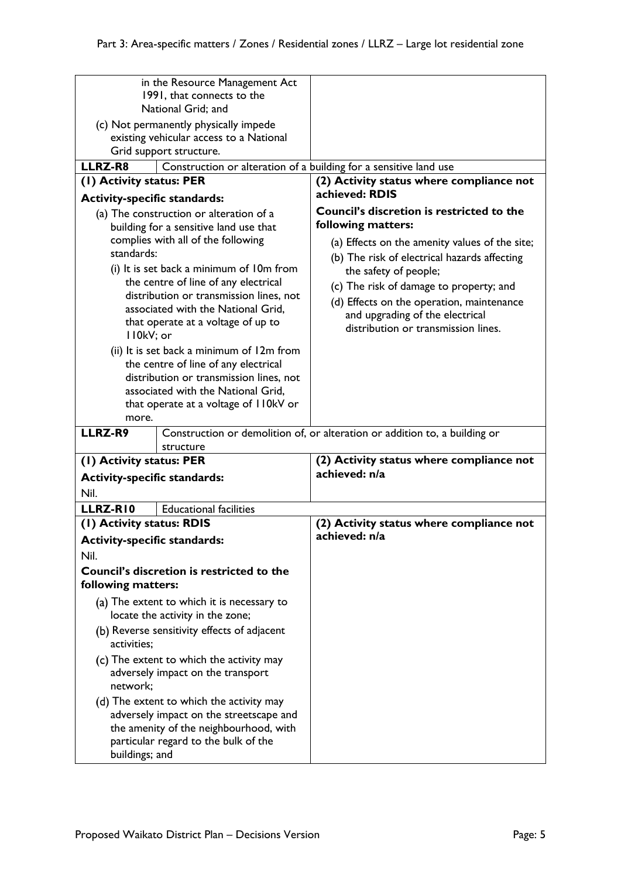| | |
|---|---|
| in the Resource Management Act 1991, that connects to the National Grid; and<br>(c) Not permanently physically impede existing vehicular access to a National Grid support structure. | |
| **LLRZ-R8** Construction or alteration of a building for a sensitive land use | |
| **(1) Activity status: PER**<br>**Activity-specific standards:**<br>(a) The construction or alteration of a building for a sensitive land use that complies with all of the following standards:<br>(i) It is set back a minimum of 10m from the centre of line of any electrical distribution or transmission lines, not associated with the National Grid, that operate at a voltage of up to 110kV; or<br>(ii) It is set back a minimum of 12m from the centre of line of any electrical distribution or transmission lines, not associated with the National Grid, that operate at a voltage of 110kV or more. | **(2) Activity status where compliance not achieved: RDIS**<br>**Council's discretion is restricted to the following matters:**<br>(a) Effects on the amenity values of the site;<br>(b) The risk of electrical hazards affecting the safety of people;<br>(c) The risk of damage to property; and<br>(d) Effects on the operation, maintenance and upgrading of the electrical distribution or transmission lines. |
| **LLRZ-R9** Construction or demolition of, or alteration or addition to, a building or structure | |
| **(1) Activity status: PER**<br>**Activity-specific standards:**<br>Nil. | **(2) Activity status where compliance not achieved: n/a** |
| **LLRZ-R10** Educational facilities | |
| **(1) Activity status: RDIS**<br>**Activity-specific standards:**<br>Nil.<br>**Council's discretion is restricted to the following matters:**<br>(a) The extent to which it is necessary to locate the activity in the zone;<br>(b) Reverse sensitivity effects of adjacent activities;<br>(c) The extent to which the activity may adversely impact on the transport network;<br>(d) The extent to which the activity may adversely impact on the streetscape and the amenity of the neighbourhood, with particular regard to the bulk of the buildings; and | **(2) Activity status where compliance not achieved: n/a** |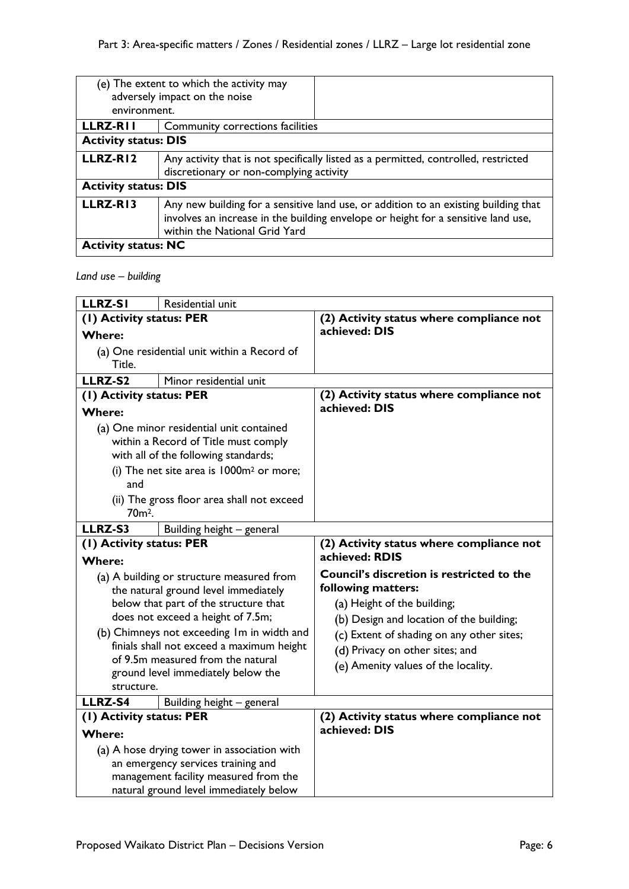| | |
|---|---|
| (e) The extent to which the activity may adversely impact on the noise environment. | |
| **LLRZ-R11** | Community corrections facilities |
| **Activity status: DIS** | |
| **LLRZ-R12** | Any activity that is not specifically listed as a permitted, controlled, restricted discretionary or non-complying activity |
| **Activity status: DIS** | |
| **LLRZ-R13** | Any new building for a sensitive land use, or addition to an existing building that involves an increase in the building envelope or height for a sensitive land use, within the National Grid Yard |
| **Activity status: NC** | |

*Land use – building*

| | |
|---|---|
| **LLRZ-S1** Residential unit | |
| **(1) Activity status: PER**<br>**Where:**<br>(a) One residential unit within a Record of Title. | **(2) Activity status where compliance not achieved: DIS** |
| **LLRZ-S2** Minor residential unit | |
| **(1) Activity status: PER**<br>**Where:**<br>(a) One minor residential unit contained within a Record of Title must comply with all of the following standards;<br>(i) The net site area is 1000m² or more; and<br>(ii) The gross floor area shall not exceed 70m². | **(2) Activity status where compliance not achieved: DIS** |
| **LLRZ-S3** Building height – general | |
| **(1) Activity status: PER**<br>**Where:**<br>(a) A building or structure measured from the natural ground level immediately below that part of the structure that does not exceed a height of 7.5m;<br>(b) Chimneys not exceeding 1m in width and finials shall not exceed a maximum height of 9.5m measured from the natural ground level immediately below the structure. | **(2) Activity status where compliance not achieved: RDIS**<br>**Council's discretion is restricted to the following matters:**<br>(a) Height of the building;<br>(b) Design and location of the building;<br>(c) Extent of shading on any other sites;<br>(d) Privacy on other sites; and<br>(e) Amenity values of the locality. |
| **LLRZ-S4** Building height – general | |
| **(1) Activity status: PER**<br>**Where:**<br>(a) A hose drying tower in association with an emergency services training and management facility measured from the natural ground level immediately below | **(2) Activity status where compliance not achieved: DIS** |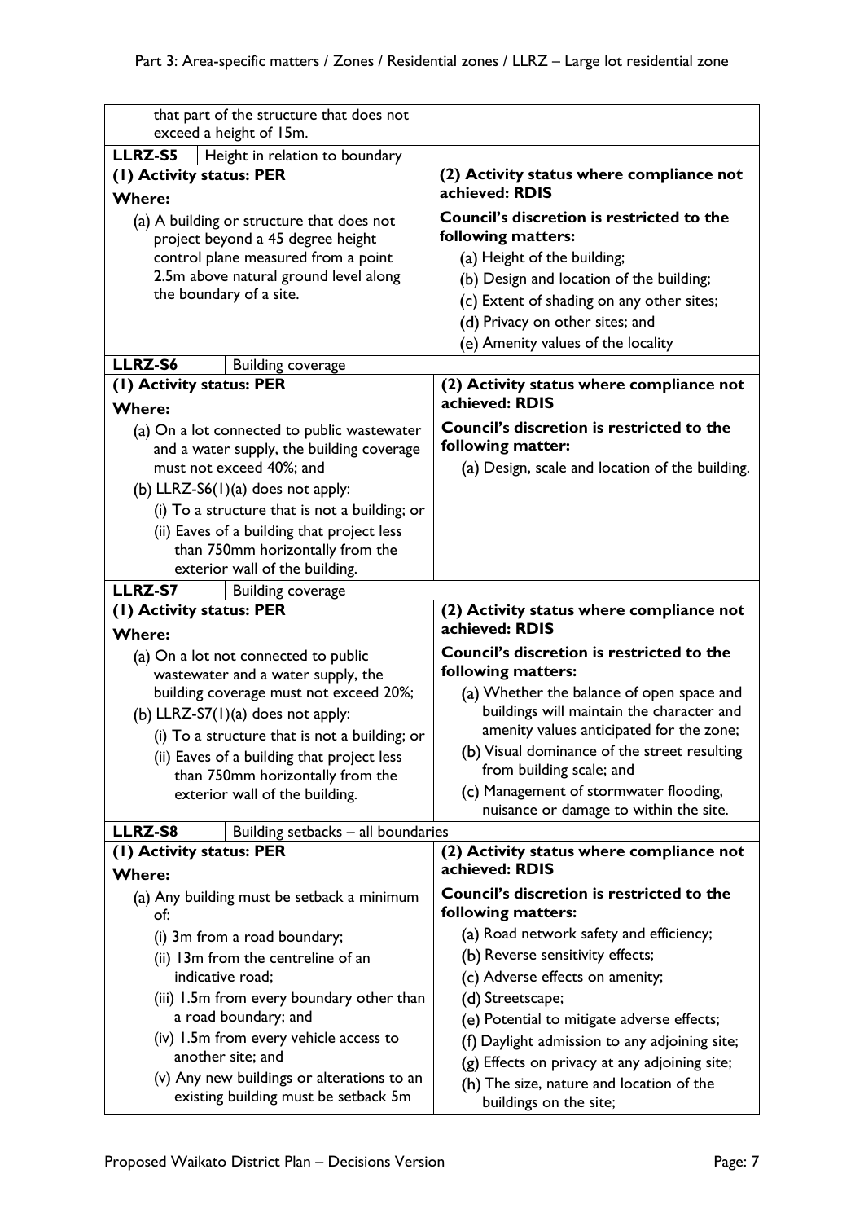| | |
|---|---|
| that part of the structure that does not exceed a height of 15m. | |
| **LLRZ-S5** Height in relation to boundary | |
| **(1) Activity status: PER**<br>**Where:**<br>(a) A building or structure that does not project beyond a 45 degree height control plane measured from a point 2.5m above natural ground level along the boundary of a site. | **(2) Activity status where compliance not achieved: RDIS**<br>**Council's discretion is restricted to the following matters:**<br>(a) Height of the building;<br>(b) Design and location of the building;<br>(c) Extent of shading on any other sites;<br>(d) Privacy on other sites; and<br>(e) Amenity values of the locality |
| **LLRZ-S6** Building coverage | |
| **(1) Activity status: PER**<br>**Where:**<br>(a) On a lot connected to public wastewater and a water supply, the building coverage must not exceed 40%; and<br>(b) LLRZ-S6(1)(a) does not apply:<br>(i) To a structure that is not a building; or<br>(ii) Eaves of a building that project less than 750mm horizontally from the exterior wall of the building. | **(2) Activity status where compliance not achieved: RDIS**<br>**Council's discretion is restricted to the following matter:**<br>(a) Design, scale and location of the building. |
| **LLRZ-S7** Building coverage | |
| **(1) Activity status: PER**<br>**Where:**<br>(a) On a lot not connected to public wastewater and a water supply, the building coverage must not exceed 20%;<br>(b) LLRZ-S7(1)(a) does not apply:<br>(i) To a structure that is not a building; or<br>(ii) Eaves of a building that project less than 750mm horizontally from the exterior wall of the building. | **(2) Activity status where compliance not achieved: RDIS**<br>**Council's discretion is restricted to the following matters:**<br>(a) Whether the balance of open space and buildings will maintain the character and amenity values anticipated for the zone;<br>(b) Visual dominance of the street resulting from building scale; and<br>(c) Management of stormwater flooding, nuisance or damage to within the site. |
| **LLRZ-S8** Building setbacks – all boundaries | |
| **(1) Activity status: PER**<br>**Where:**<br>(a) Any building must be setback a minimum of:<br>(i) 3m from a road boundary;<br>(ii) 13m from the centreline of an indicative road;<br>(iii) 1.5m from every boundary other than a road boundary; and<br>(iv) 1.5m from every vehicle access to another site; and<br>(v) Any new buildings or alterations to an existing building must be setback 5m | **(2) Activity status where compliance not achieved: RDIS**<br>**Council's discretion is restricted to the following matters:**<br>(a) Road network safety and efficiency;<br>(b) Reverse sensitivity effects;<br>(c) Adverse effects on amenity;<br>(d) Streetscape;<br>(e) Potential to mitigate adverse effects;<br>(f) Daylight admission to any adjoining site;<br>(g) Effects on privacy at any adjoining site;<br>(h) The size, nature and location of the buildings on the site; |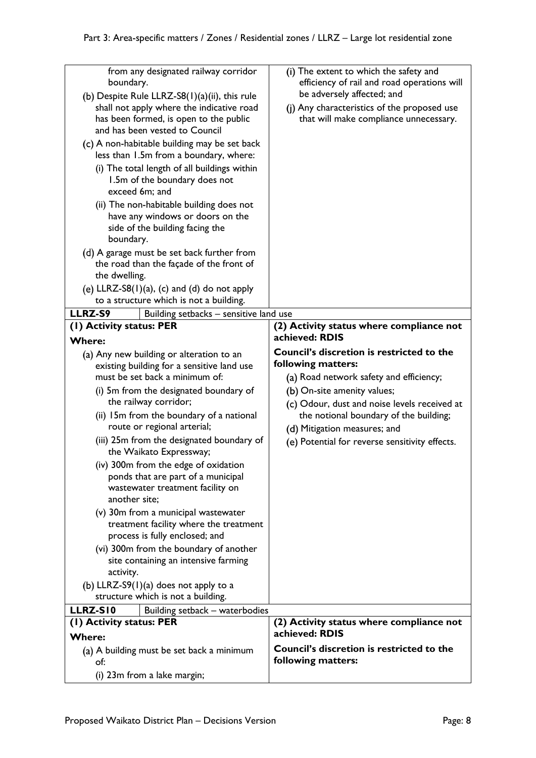| | |
|---|---|
| from any designated railway corridor boundary.<br>(b) Despite Rule LLRZ-S8(1)(a)(ii), this rule shall not apply where the indicative road has been formed, is open to the public and has been vested to Council<br>(c) A non-habitable building may be set back less than 1.5m from a boundary, where:<br>(i) The total length of all buildings within 1.5m of the boundary does not exceed 6m; and<br>(ii) The non-habitable building does not have any windows or doors on the side of the building facing the boundary.<br>(d) A garage must be set back further from the road than the façade of the front of the dwelling.<br>(e) LLRZ-S8(1)(a), (c) and (d) do not apply to a structure which is not a building. | (i) The extent to which the safety and efficiency of rail and road operations will be adversely affected; and<br>(j) Any characteristics of the proposed use that will make compliance unnecessary. |
| **LLRZ-S9** Building setbacks – sensitive land use | |
| **(1) Activity status: PER**<br>**Where:**<br>(a) Any new building or alteration to an existing building for a sensitive land use must be set back a minimum of:<br>(i) 5m from the designated boundary of the railway corridor;<br>(ii) 15m from the boundary of a national route or regional arterial;<br>(iii) 25m from the designated boundary of the Waikato Expressway;<br>(iv) 300m from the edge of oxidation ponds that are part of a municipal wastewater treatment facility on another site;<br>(v) 30m from a municipal wastewater treatment facility where the treatment process is fully enclosed; and<br>(vi) 300m from the boundary of another site containing an intensive farming activity.<br>(b) LLRZ-S9(1)(a) does not apply to a structure which is not a building. | **(2) Activity status where compliance not achieved: RDIS**<br>**Council's discretion is restricted to the following matters:**<br>(a) Road network safety and efficiency;<br>(b) On-site amenity values;<br>(c) Odour, dust and noise levels received at the notional boundary of the building;<br>(d) Mitigation measures; and<br>(e) Potential for reverse sensitivity effects. |
| **LLRZ-S10** Building setback – waterbodies | |
| **(1) Activity status: PER**<br>**Where:**<br>(a) A building must be set back a minimum of:<br>(i) 23m from a lake margin; | **(2) Activity status where compliance not achieved: RDIS**<br>**Council's discretion is restricted to the following matters:** |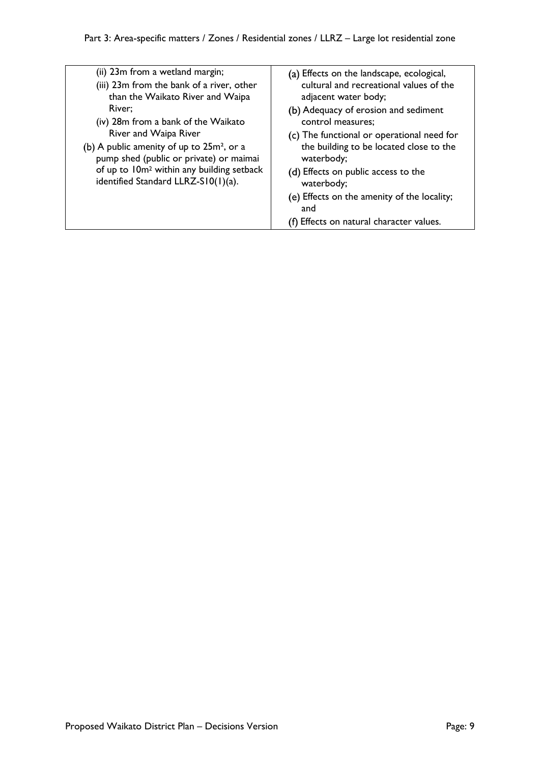| | |
|---|---|
| (ii) 23m from a wetland margin;<br>(iii) 23m from the bank of a river, other than the Waikato River and Waipa River;<br>(iv) 28m from a bank of the Waikato River and Waipa River<br>(b) A public amenity of up to 25m², or a pump shed (public or private) or maimai of up to 10m² within any building setback identified Standard LLRZ-S10(1)(a). | (a) Effects on the landscape, ecological, cultural and recreational values of the adjacent water body;<br>(b) Adequacy of erosion and sediment control measures;<br>(c) The functional or operational need for the building to be located close to the waterbody;<br>(d) Effects on public access to the waterbody;<br>(e) Effects on the amenity of the locality; and<br>(f) Effects on natural character values. |